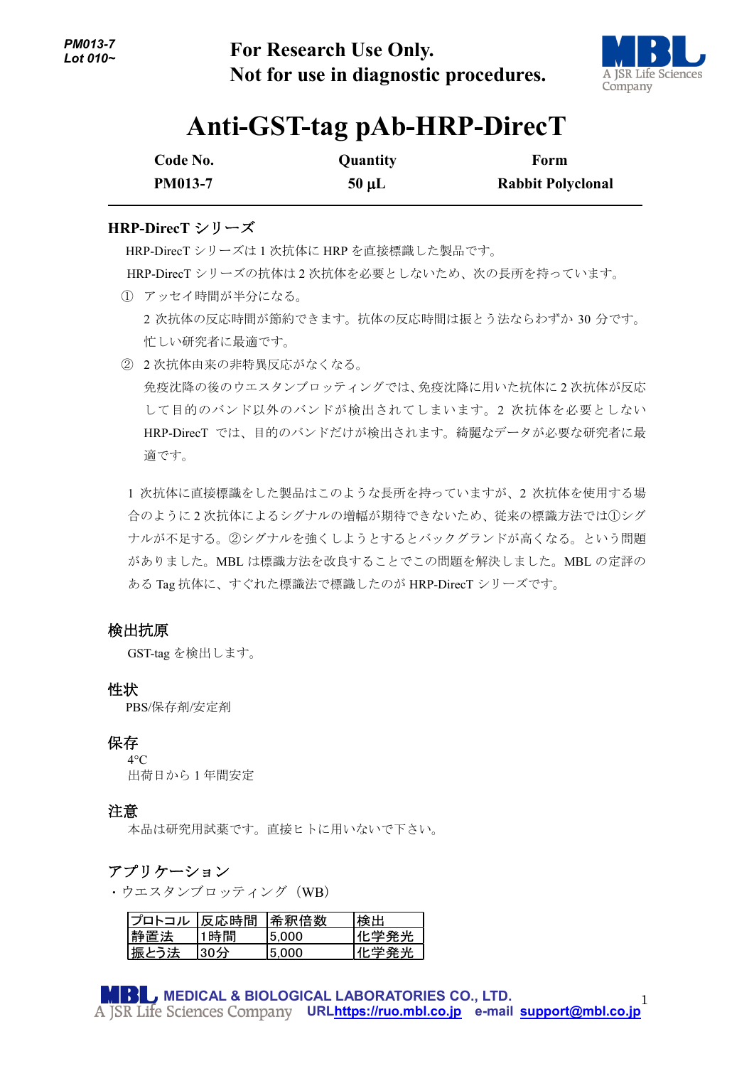PM013-7
Lot 010~

For Research Use Only.
Not for use in diagnostic procedures.

# Anti-GST-tag pAb-HRP-DirecT

| Code No. | Quantity | Form |
|---|---|---|
| PM013-7 | 50 µL | Rabbit Polyclonal |

## HRP-DirecT シリーズ

HRP-DirecT シリーズは 1 次抗体に HRP を直接標識した製品です。

HRP-DirecT シリーズの抗体は 2 次抗体を必要としないため、次の長所を持っています。

① アッセイ時間が半分になる。
2 次抗体の反応時間が節約できます。抗体の反応時間は振とう法ならわずか 30 分です。忙しい研究者に最適です。

② 2 次抗体由来の非特異反応がなくなる。
免疫沈降の後のウエスタンブロッティングでは、免疫沈降に用いた抗体に 2 次抗体が反応して目的のバンド以外のバンドが検出されてしまいます。2 次抗体を必要としない HRP-DirecT では、目的のバンドだけが検出されます。綺麗なデータが必要な研究者に最適です。

1 次抗体に直接標識をした製品はこのような長所を持っていますが、2 次抗体を使用する場合のように 2 次抗体によるシグナルの増幅が期待できないため、従来の標識方法では①シグナルが不足する。②シグナルを強くしようとするとバックグランドが高くなる。という問題がありました。MBL は標識方法を改良することでこの問題を解決しました。MBL の定評のある Tag 抗体に、すぐれた標識法で標識したのが HRP-DirecT シリーズです。

## 検出抗原

GST-tag を検出します。

## 性状

PBS/保存剤/安定剤

## 保存

4°C
出荷日から 1 年間安定

## 注意

本品は研究用試薬です。直接ヒトに用いないで下さい。

## アプリケーション

・ウエスタンブロッティング（WB）

| プロトコル | 反応時間 | 希釈倍数 | 検出 |
|---|---|---|---|
| 静置法 | 1時間 | 5,000 | 化学発光 |
| 振とう法 | 30分 | 5,000 | 化学発光 |

MEDICAL & BIOLOGICAL LABORATORIES CO., LTD.
A JSR Life Sciences Company URL https://ruo.mbl.co.jp e-mail support@mbl.co.jp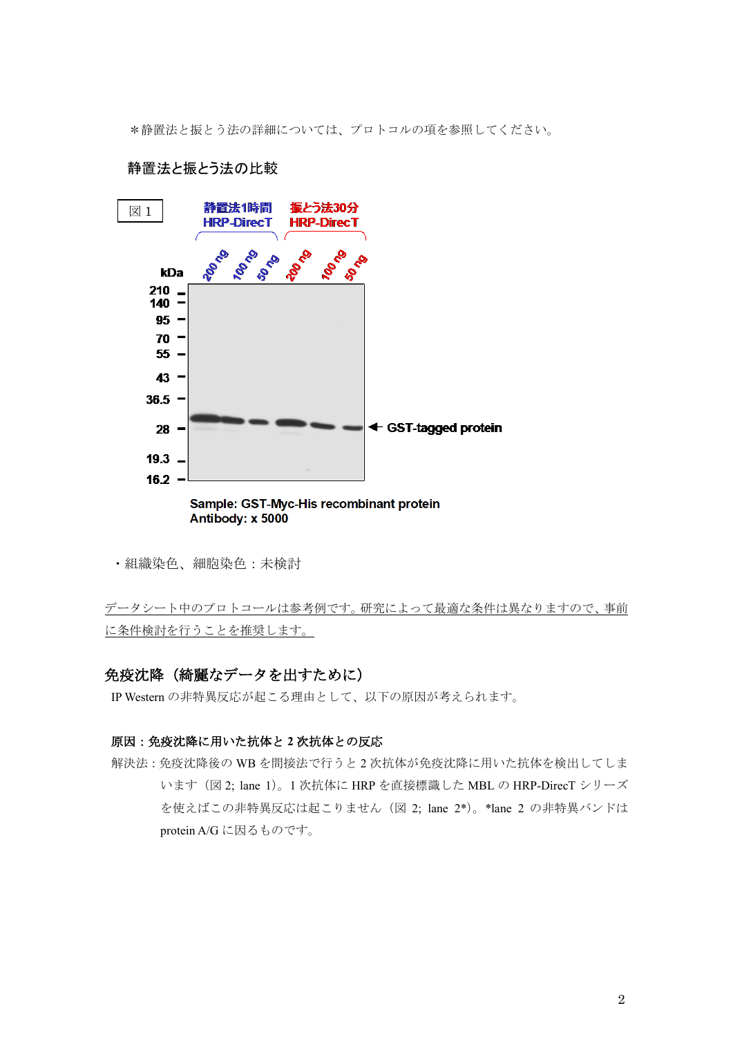＊静置法と振とう法の詳細については、プロトコルの項を参照してください。

静置法と振とう法の比較

図 1

静置法1時間 HRP-DirecT　振とう法30分 HRP-DirecT

200 ng　100 ng　50 ng　200 ng　100 ng　50 ng

kDa: 210, 140, 95, 70, 55, 43, 36.5, 28, 19.3, 16.2

← GST-tagged protein

Sample: GST-Myc-His recombinant protein
Antibody: x 5000

・組織染色、細胞染色：未検討

データシート中のプロトコールは参考例です。研究によって最適な条件は異なりますので、事前に条件検討を行うことを推奨します。

## 免疫沈降（綺麗なデータを出すために）

IP Western の非特異反応が起こる理由として、以下の原因が考えられます。

**原因：免疫沈降に用いた抗体と 2 次抗体との反応**

解決法：免疫沈降後の WB を間接法で行うと 2 次抗体が免疫沈降に用いた抗体を検出してしまいます（図 2; lane 1）。1 次抗体に HRP を直接標識した MBL の HRP-DirecT シリーズを使えばこの非特異反応は起こりません（図 2; lane 2*）。*lane 2 の非特異バンドは protein A/G に因るものです。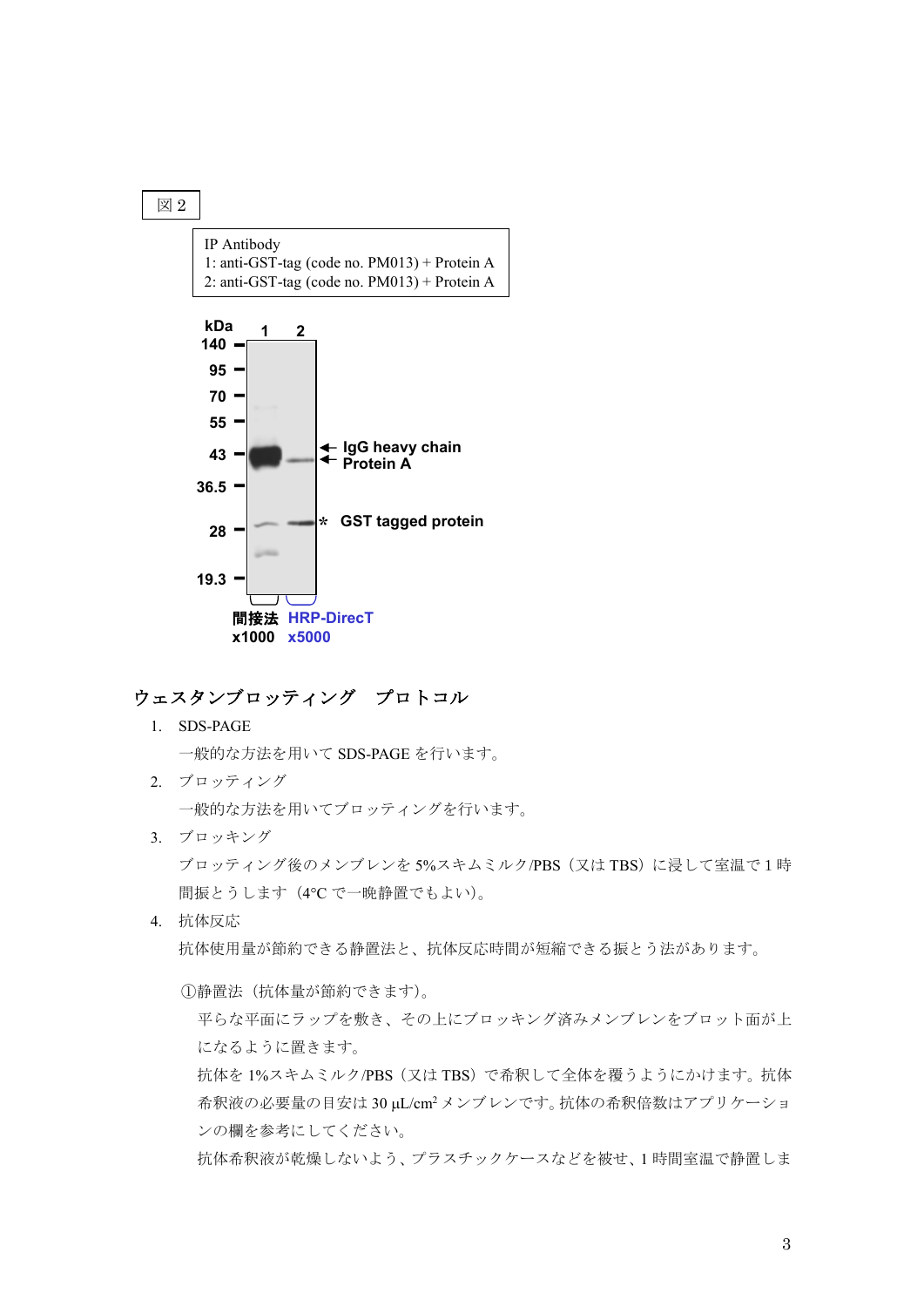図 2

IP Antibody
1: anti-GST-tag (code no. PM013) + Protein A
2: anti-GST-tag (code no. PM013) + Protein A

kDa 1 2
140
95
70
55
43 ← IgG heavy chain
← Protein A
36.5
28 * GST tagged protein
19.3

間接法 x1000　HRP-DirecT x5000

## ウェスタンブロッティング　プロトコル

1. SDS-PAGE

   一般的な方法を用いて SDS-PAGE を行います。

2. ブロッティング

   一般的な方法を用いてブロッティングを行います。

3. ブロッキング

   ブロッティング後のメンブレンを 5%スキムミルク/PBS（又は TBS）に浸して室温で 1 時間振とうします（4°C で一晩静置でもよい）。

4. 抗体反応

   抗体使用量が節約できる静置法と、抗体反応時間が短縮できる振とう法があります。

   ①静置法（抗体量が節約できます）。

   平らな平面にラップを敷き、その上にブロッキング済みメンブレンをブロット面が上になるように置きます。

   抗体を 1%スキムミルク/PBS（又は TBS）で希釈して全体を覆うようにかけます。抗体希釈液の必要量の目安は 30 μL/cm$^2$ メンブレンです。抗体の希釈倍数はアプリケーションの欄を参考にしてください。

   抗体希釈液が乾燥しないよう、プラスチックケースなどを被せ、1 時間室温で静置しま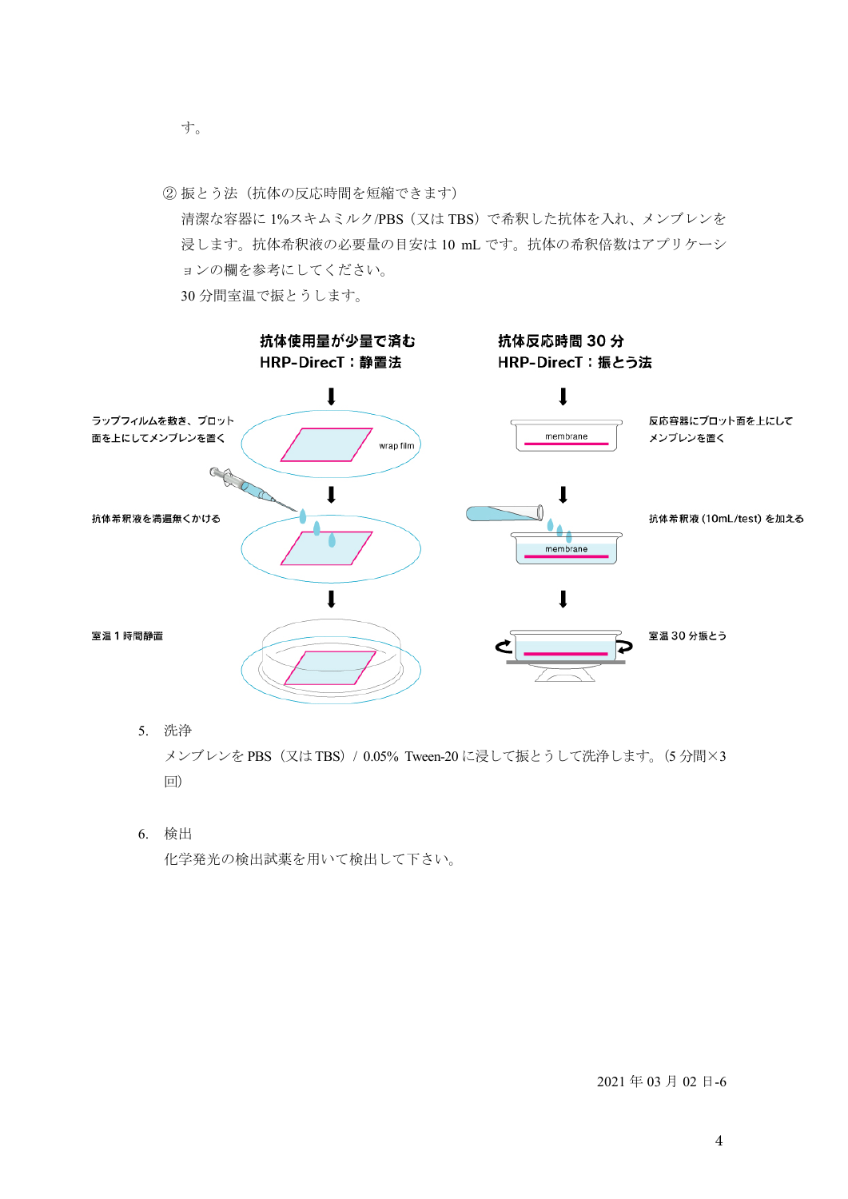す。

② 振とう法（抗体の反応時間を短縮できます）

清潔な容器に 1%スキムミルク/PBS（又は TBS）で希釈した抗体を入れ、メンブレンを浸します。抗体希釈液の必要量の目安は 10 mL です。抗体の希釈倍数はアプリケーションの欄を参考にしてください。

30 分間室温で振とうします。

**抗体使用量が少量で済む**
**HRP-DirecT：静置法**

ラップフィルムを敷き、ブロット面を上にしてメンブレンを置く

wrap film

抗体希釈液を満遍無くかける

室温 1 時間静置

**抗体反応時間 30 分**
**HRP-DirecT：振とう法**

反応容器にブロット面を上にしてメンブレンを置く

membrane

抗体希釈液 (10mL/test) を加える

membrane

室温 30 分振とう

5. 洗浄

メンブレンを PBS（又は TBS）/ 0.05% Tween-20 に浸して振とうして洗浄します。(5 分間×3 回)

6. 検出

化学発光の検出試薬を用いて検出して下さい。

2021 年 03 月 02 日-6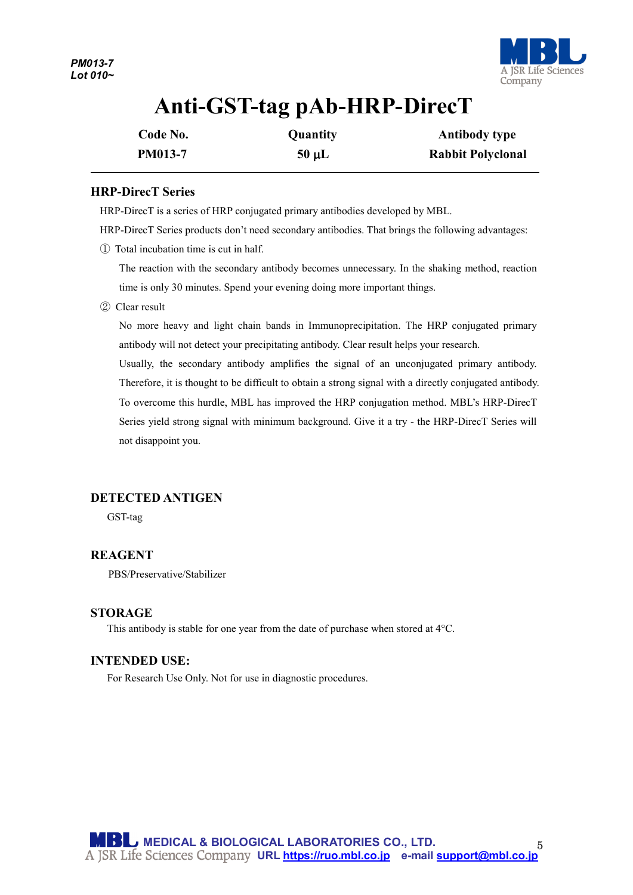*PM013-7*
*Lot 010~*

# Anti-GST-tag pAb-HRP-DirecT

| Code No. | Quantity | Antibody type |
|---|---|---|
| PM013-7 | 50 µL | Rabbit Polyclonal |

## HRP-DirecT Series

HRP-DirecT is a series of HRP conjugated primary antibodies developed by MBL.

HRP-DirecT Series products don't need secondary antibodies. That brings the following advantages:

① Total incubation time is cut in half.

The reaction with the secondary antibody becomes unnecessary. In the shaking method, reaction time is only 30 minutes. Spend your evening doing more important things.

② Clear result

No more heavy and light chain bands in Immunoprecipitation. The HRP conjugated primary antibody will not detect your precipitating antibody. Clear result helps your research.

Usually, the secondary antibody amplifies the signal of an unconjugated primary antibody. Therefore, it is thought to be difficult to obtain a strong signal with a directly conjugated antibody. To overcome this hurdle, MBL has improved the HRP conjugation method. MBL's HRP-DirecT Series yield strong signal with minimum background. Give it a try - the HRP-DirecT Series will not disappoint you.

## DETECTED ANTIGEN

GST-tag

## REAGENT

PBS/Preservative/Stabilizer

## STORAGE

This antibody is stable for one year from the date of purchase when stored at 4°C.

## INTENDED USE:

For Research Use Only. Not for use in diagnostic procedures.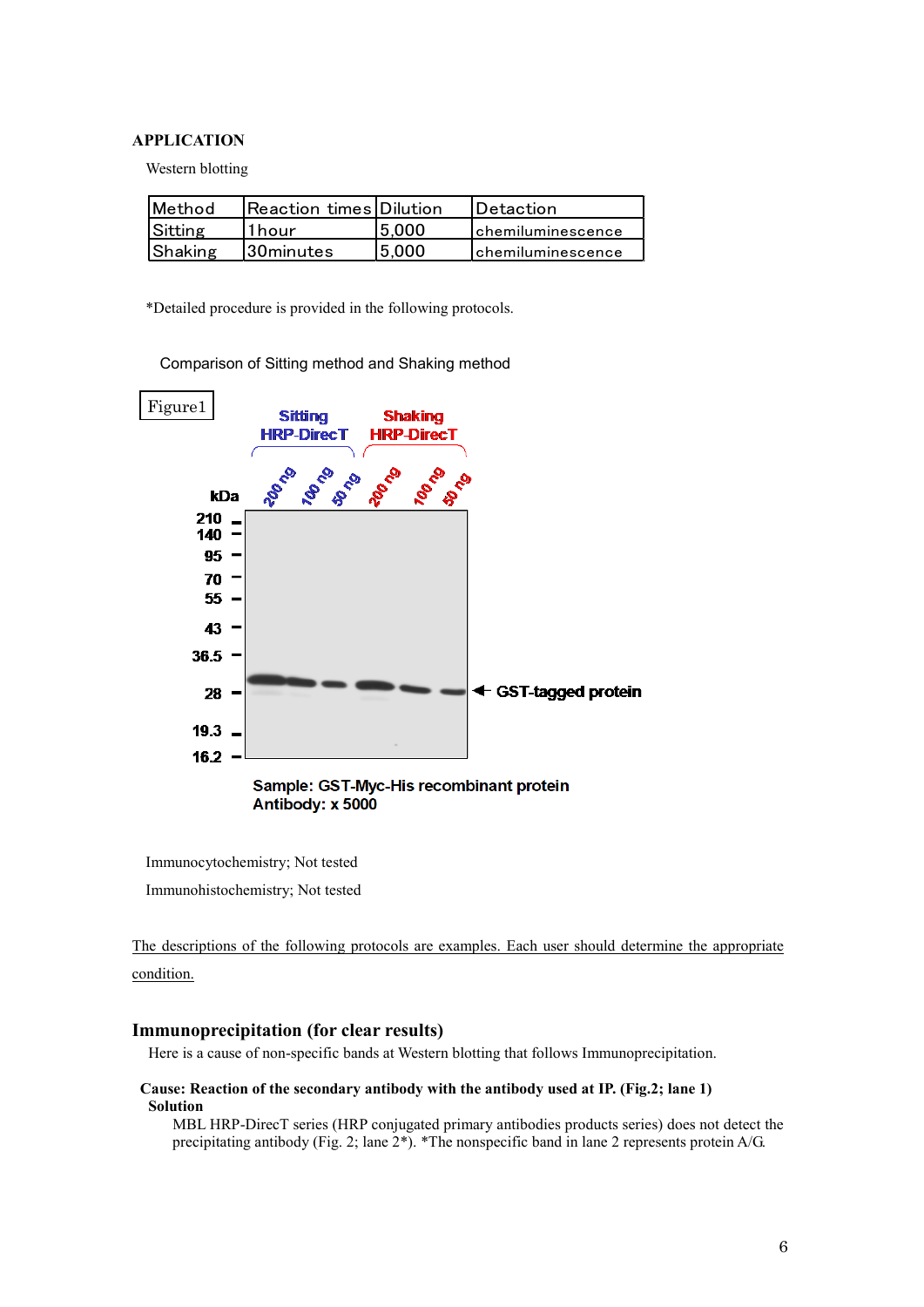## APPLICATION

Western blotting

| Method | Reaction times | Dilution | Detection |
|---|---|---|---|
| Sitting | 1hour | 5,000 | chemiluminescence |
| Shaking | 30minutes | 5,000 | chemiluminescence |

*Detailed procedure is provided in the following protocols.

Comparison of Sitting method and Shaking method

Figure1

Sample: GST-Myc-His recombinant protein
Antibody: x 5000

Immunocytochemistry; Not tested

Immunohistochemistry; Not tested

The descriptions of the following protocols are examples. Each user should determine the appropriate condition.

### Immunoprecipitation (for clear results)

Here is a cause of non-specific bands at Western blotting that follows Immunoprecipitation.

**Cause: Reaction of the secondary antibody with the antibody used at IP. (Fig.2; lane 1)**

**Solution**

MBL HRP-DirecT series (HRP conjugated primary antibodies products series) does not detect the precipitating antibody (Fig. 2; lane 2*). *The nonspecific band in lane 2 represents protein A/G.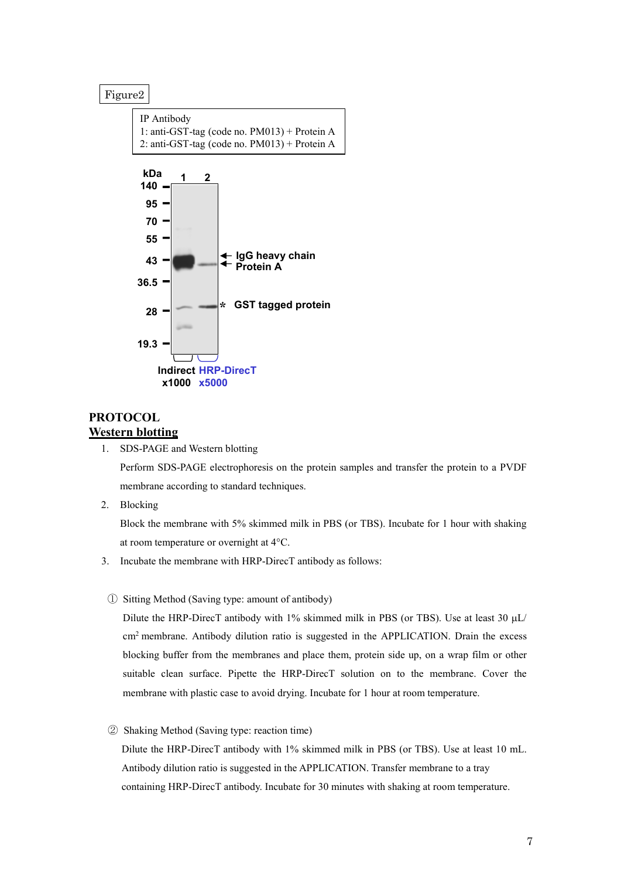Figure2

IP Antibody
1: anti-GST-tag (code no. PM013) + Protein A
2: anti-GST-tag (code no. PM013) + Protein A

kDa 1 2
140
95
70
55
43
36.5
28
19.3

IgG heavy chain
Protein A
* GST tagged protein

Indirect HRP-DirecT
x1000 x5000

# PROTOCOL

## Western blotting

1. SDS-PAGE and Western blotting

   Perform SDS-PAGE electrophoresis on the protein samples and transfer the protein to a PVDF membrane according to standard techniques.

2. Blocking

   Block the membrane with 5% skimmed milk in PBS (or TBS). Incubate for 1 hour with shaking at room temperature or overnight at 4°C.

3. Incubate the membrane with HRP-DirecT antibody as follows:

① Sitting Method (Saving type: amount of antibody)

Dilute the HRP-DirecT antibody with 1% skimmed milk in PBS (or TBS). Use at least 30 µL/ $cm^2$ membrane. Antibody dilution ratio is suggested in the APPLICATION. Drain the excess blocking buffer from the membranes and place them, protein side up, on a wrap film or other suitable clean surface. Pipette the HRP-DirecT solution on to the membrane. Cover the membrane with plastic case to avoid drying. Incubate for 1 hour at room temperature.

② Shaking Method (Saving type: reaction time)

Dilute the HRP-DirecT antibody with 1% skimmed milk in PBS (or TBS). Use at least 10 mL. Antibody dilution ratio is suggested in the APPLICATION. Transfer membrane to a tray containing HRP-DirecT antibody. Incubate for 30 minutes with shaking at room temperature.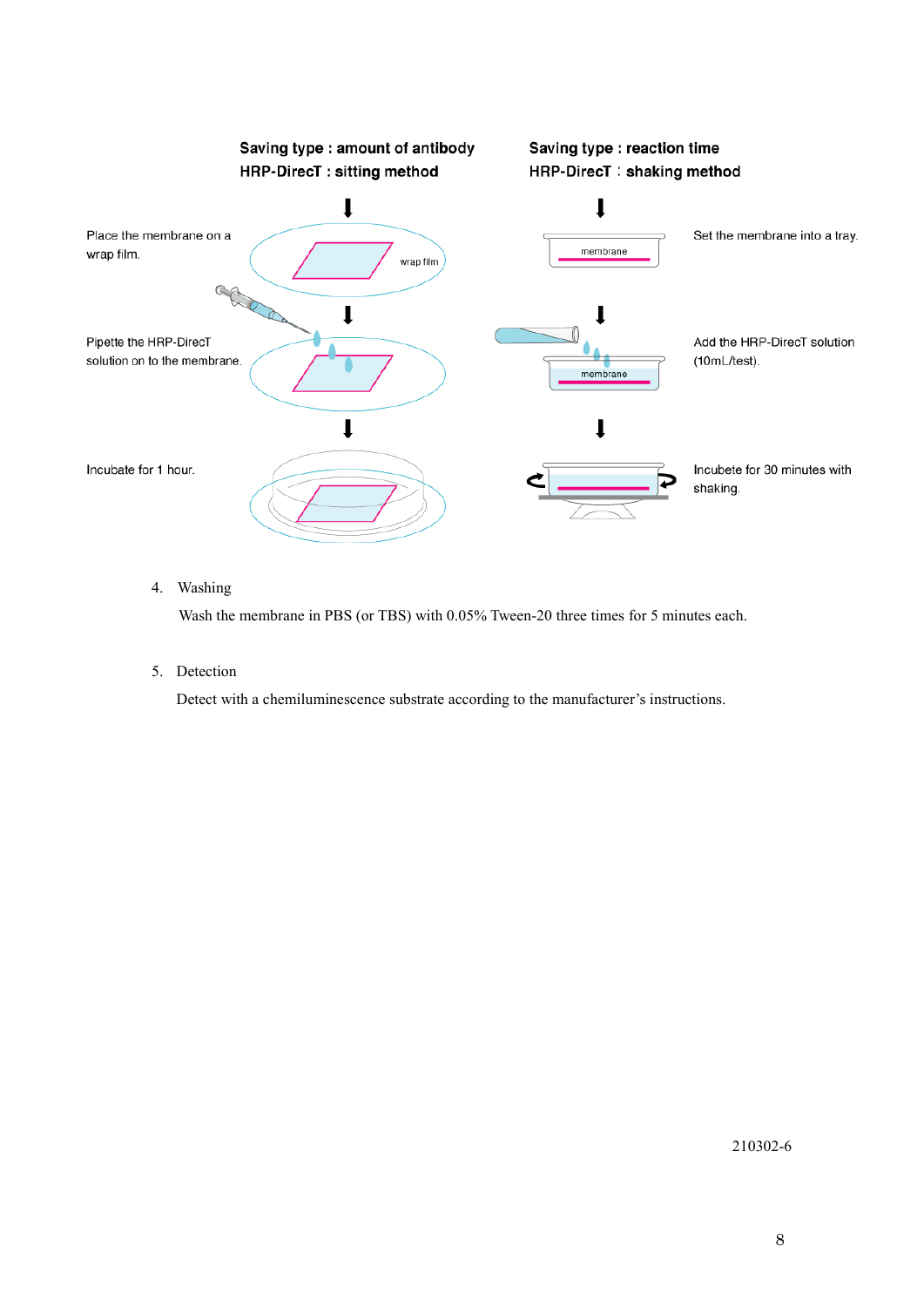Saving type : amount of antibody
HRP-DirecT : sitting method

Place the membrane on a wrap film.

wrap film

Pipette the HRP-DirecT solution on to the membrane.

Incubate for 1 hour.

Saving type : reaction time
HRP-DirecT : shaking method

Set the membrane into a tray.

membrane

Add the HRP-DirecT solution (10mL/test).

membrane

Incubete for 30 minutes with shaking.

4. Washing

   Wash the membrane in PBS (or TBS) with 0.05% Tween-20 three times for 5 minutes each.

5. Detection

   Detect with a chemiluminescence substrate according to the manufacturer's instructions.

210302-6